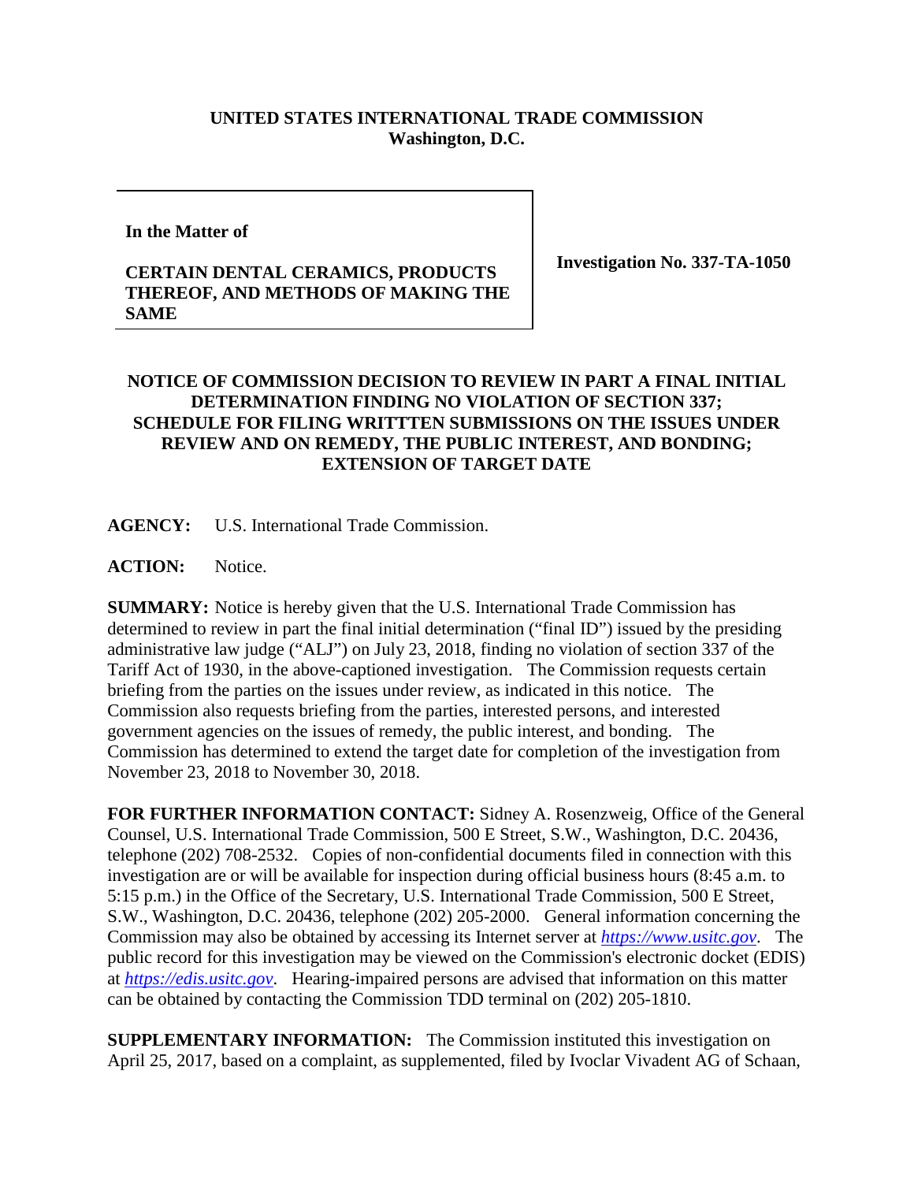**UNITED STATES INTERNATIONAL TRADE COMMISSION**
**Washington, D.C.**

| **In the Matter of** <br><br> **CERTAIN DENTAL CERAMICS, PRODUCTS THEREOF, AND METHODS OF MAKING THE SAME** | **Investigation No. 337-TA-1050** |
|---|---|

**NOTICE OF COMMISSION DECISION TO REVIEW IN PART A FINAL INITIAL DETERMINATION FINDING NO VIOLATION OF SECTION 337; SCHEDULE FOR FILING WRITTTEN SUBMISSIONS ON THE ISSUES UNDER REVIEW AND ON REMEDY, THE PUBLIC INTEREST, AND BONDING; EXTENSION OF TARGET DATE**

**AGENCY:** U.S. International Trade Commission.

**ACTION:** Notice.

**SUMMARY:** Notice is hereby given that the U.S. International Trade Commission has determined to review in part the final initial determination ("final ID") issued by the presiding administrative law judge ("ALJ") on July 23, 2018, finding no violation of section 337 of the Tariff Act of 1930, in the above-captioned investigation. The Commission requests certain briefing from the parties on the issues under review, as indicated in this notice. The Commission also requests briefing from the parties, interested persons, and interested government agencies on the issues of remedy, the public interest, and bonding. The Commission has determined to extend the target date for completion of the investigation from November 23, 2018 to November 30, 2018.

**FOR FURTHER INFORMATION CONTACT:** Sidney A. Rosenzweig, Office of the General Counsel, U.S. International Trade Commission, 500 E Street, S.W., Washington, D.C. 20436, telephone (202) 708-2532. Copies of non-confidential documents filed in connection with this investigation are or will be available for inspection during official business hours (8:45 a.m. to 5:15 p.m.) in the Office of the Secretary, U.S. International Trade Commission, 500 E Street, S.W., Washington, D.C. 20436, telephone (202) 205-2000. General information concerning the Commission may also be obtained by accessing its Internet server at *https://www.usitc.gov*. The public record for this investigation may be viewed on the Commission's electronic docket (EDIS) at *https://edis.usitc.gov*. Hearing-impaired persons are advised that information on this matter can be obtained by contacting the Commission TDD terminal on (202) 205-1810.

**SUPPLEMENTARY INFORMATION:** The Commission instituted this investigation on April 25, 2017, based on a complaint, as supplemented, filed by Ivoclar Vivadent AG of Schaan,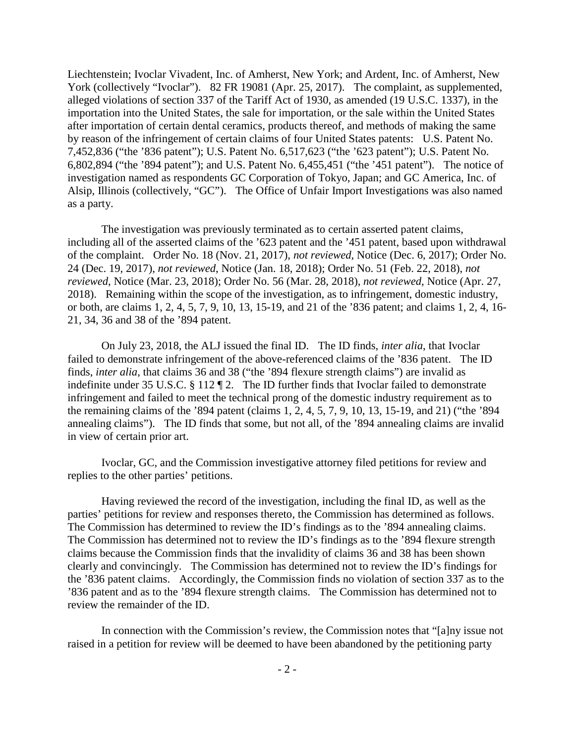Liechtenstein; Ivoclar Vivadent, Inc. of Amherst, New York; and Ardent, Inc. of Amherst, New York (collectively "Ivoclar"). 82 FR 19081 (Apr. 25, 2017). The complaint, as supplemented, alleged violations of section 337 of the Tariff Act of 1930, as amended (19 U.S.C. 1337), in the importation into the United States, the sale for importation, or the sale within the United States after importation of certain dental ceramics, products thereof, and methods of making the same by reason of the infringement of certain claims of four United States patents: U.S. Patent No. 7,452,836 ("the '836 patent"); U.S. Patent No. 6,517,623 ("the '623 patent"); U.S. Patent No. 6,802,894 ("the '894 patent"); and U.S. Patent No. 6,455,451 ("the '451 patent"). The notice of investigation named as respondents GC Corporation of Tokyo, Japan; and GC America, Inc. of Alsip, Illinois (collectively, "GC"). The Office of Unfair Import Investigations was also named as a party.

The investigation was previously terminated as to certain asserted patent claims, including all of the asserted claims of the '623 patent and the '451 patent, based upon withdrawal of the complaint. Order No. 18 (Nov. 21, 2017), *not reviewed*, Notice (Dec. 6, 2017); Order No. 24 (Dec. 19, 2017), *not reviewed*, Notice (Jan. 18, 2018); Order No. 51 (Feb. 22, 2018), *not reviewed*, Notice (Mar. 23, 2018); Order No. 56 (Mar. 28, 2018), *not reviewed*, Notice (Apr. 27, 2018). Remaining within the scope of the investigation, as to infringement, domestic industry, or both, are claims 1, 2, 4, 5, 7, 9, 10, 13, 15-19, and 21 of the '836 patent; and claims 1, 2, 4, 16-21, 34, 36 and 38 of the '894 patent.

On July 23, 2018, the ALJ issued the final ID. The ID finds, *inter alia*, that Ivoclar failed to demonstrate infringement of the above-referenced claims of the '836 patent. The ID finds, *inter alia*, that claims 36 and 38 ("the '894 flexure strength claims") are invalid as indefinite under 35 U.S.C. § 112 ¶ 2. The ID further finds that Ivoclar failed to demonstrate infringement and failed to meet the technical prong of the domestic industry requirement as to the remaining claims of the '894 patent (claims 1, 2, 4, 5, 7, 9, 10, 13, 15-19, and 21) ("the '894 annealing claims"). The ID finds that some, but not all, of the '894 annealing claims are invalid in view of certain prior art.

Ivoclar, GC, and the Commission investigative attorney filed petitions for review and replies to the other parties' petitions.

Having reviewed the record of the investigation, including the final ID, as well as the parties' petitions for review and responses thereto, the Commission has determined as follows. The Commission has determined to review the ID's findings as to the '894 annealing claims. The Commission has determined not to review the ID's findings as to the '894 flexure strength claims because the Commission finds that the invalidity of claims 36 and 38 has been shown clearly and convincingly. The Commission has determined not to review the ID's findings for the '836 patent claims. Accordingly, the Commission finds no violation of section 337 as to the '836 patent and as to the '894 flexure strength claims. The Commission has determined not to review the remainder of the ID.

In connection with the Commission's review, the Commission notes that "[a]ny issue not raised in a petition for review will be deemed to have been abandoned by the petitioning party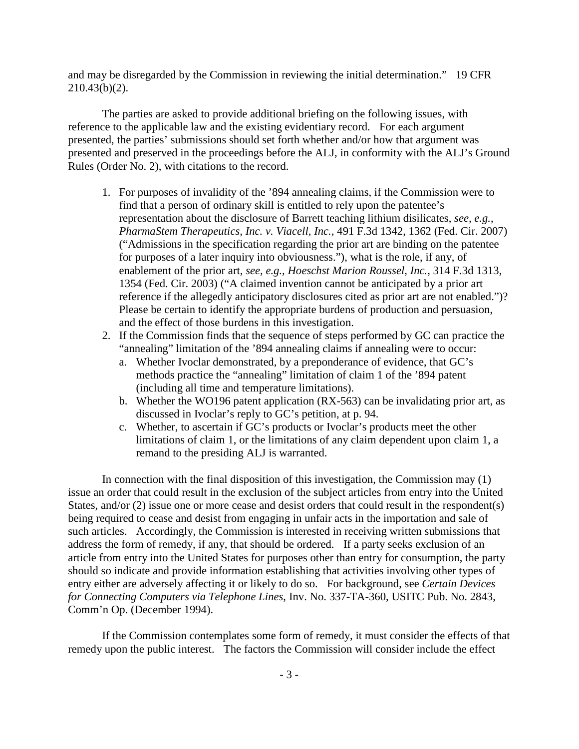and may be disregarded by the Commission in reviewing the initial determination." 19 CFR 210.43(b)(2).

The parties are asked to provide additional briefing on the following issues, with reference to the applicable law and the existing evidentiary record. For each argument presented, the parties' submissions should set forth whether and/or how that argument was presented and preserved in the proceedings before the ALJ, in conformity with the ALJ's Ground Rules (Order No. 2), with citations to the record.

1. For purposes of invalidity of the '894 annealing claims, if the Commission were to find that a person of ordinary skill is entitled to rely upon the patentee's representation about the disclosure of Barrett teaching lithium disilicates, *see, e.g.*, *PharmaStem Therapeutics, Inc. v. Viacell, Inc.*, 491 F.3d 1342, 1362 (Fed. Cir. 2007) ("Admissions in the specification regarding the prior art are binding on the patentee for purposes of a later inquiry into obviousness."), what is the role, if any, of enablement of the prior art, *see, e.g., Hoeschst Marion Roussel, Inc.*, 314 F.3d 1313, 1354 (Fed. Cir. 2003) ("A claimed invention cannot be anticipated by a prior art reference if the allegedly anticipatory disclosures cited as prior art are not enabled.")? Please be certain to identify the appropriate burdens of production and persuasion, and the effect of those burdens in this investigation.
2. If the Commission finds that the sequence of steps performed by GC can practice the "annealing" limitation of the '894 annealing claims if annealing were to occur:
   a. Whether Ivoclar demonstrated, by a preponderance of evidence, that GC's methods practice the "annealing" limitation of claim 1 of the '894 patent (including all time and temperature limitations).
   b. Whether the WO196 patent application (RX-563) can be invalidating prior art, as discussed in Ivoclar's reply to GC's petition, at p. 94.
   c. Whether, to ascertain if GC's products or Ivoclar's products meet the other limitations of claim 1, or the limitations of any claim dependent upon claim 1, a remand to the presiding ALJ is warranted.

In connection with the final disposition of this investigation, the Commission may (1) issue an order that could result in the exclusion of the subject articles from entry into the United States, and/or (2) issue one or more cease and desist orders that could result in the respondent(s) being required to cease and desist from engaging in unfair acts in the importation and sale of such articles. Accordingly, the Commission is interested in receiving written submissions that address the form of remedy, if any, that should be ordered. If a party seeks exclusion of an article from entry into the United States for purposes other than entry for consumption, the party should so indicate and provide information establishing that activities involving other types of entry either are adversely affecting it or likely to do so. For background, see *Certain Devices for Connecting Computers via Telephone Lines*, Inv. No. 337-TA-360, USITC Pub. No. 2843, Comm'n Op. (December 1994).

If the Commission contemplates some form of remedy, it must consider the effects of that remedy upon the public interest. The factors the Commission will consider include the effect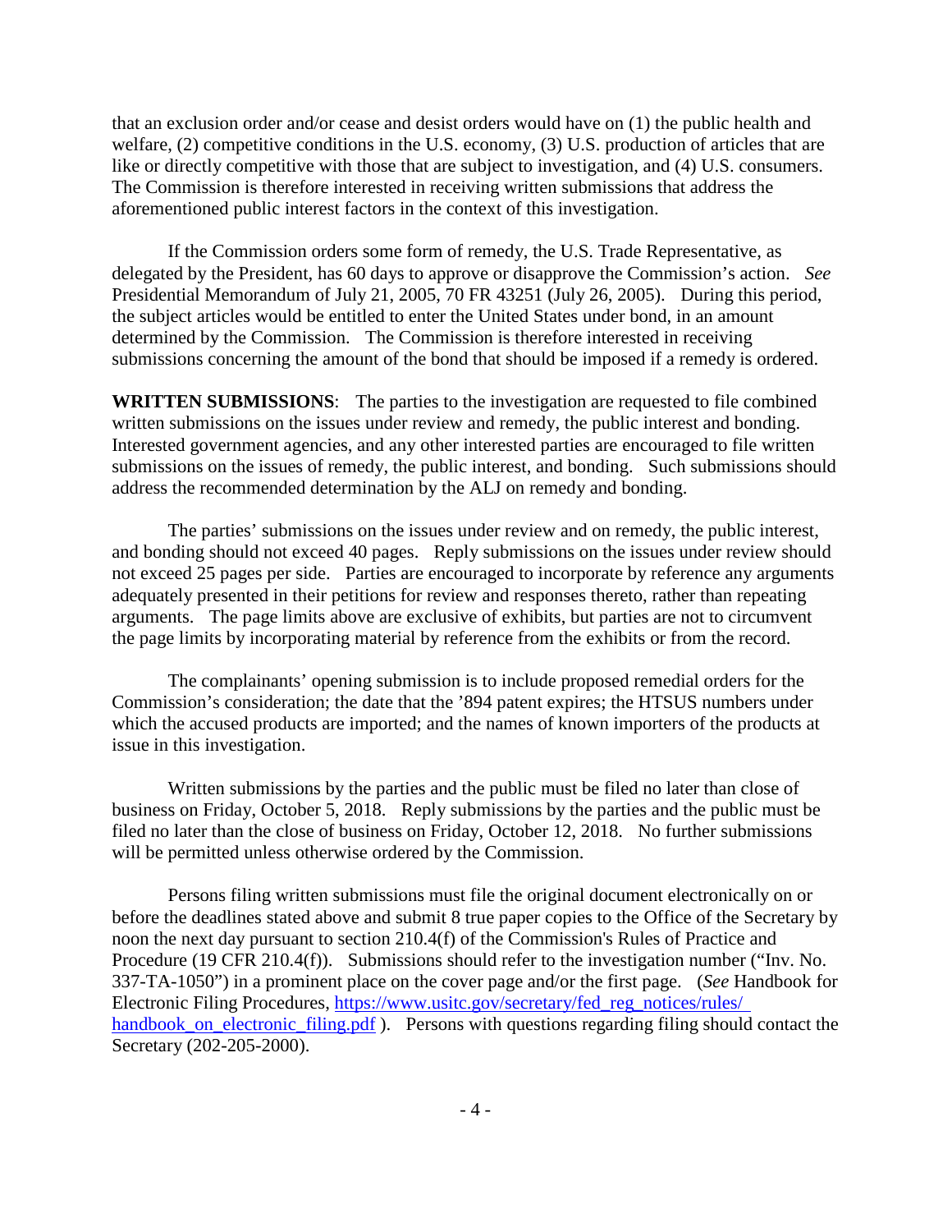that an exclusion order and/or cease and desist orders would have on (1) the public health and welfare, (2) competitive conditions in the U.S. economy, (3) U.S. production of articles that are like or directly competitive with those that are subject to investigation, and (4) U.S. consumers. The Commission is therefore interested in receiving written submissions that address the aforementioned public interest factors in the context of this investigation.

If the Commission orders some form of remedy, the U.S. Trade Representative, as delegated by the President, has 60 days to approve or disapprove the Commission's action. *See* Presidential Memorandum of July 21, 2005, 70 FR 43251 (July 26, 2005). During this period, the subject articles would be entitled to enter the United States under bond, in an amount determined by the Commission. The Commission is therefore interested in receiving submissions concerning the amount of the bond that should be imposed if a remedy is ordered.

**WRITTEN SUBMISSIONS**: The parties to the investigation are requested to file combined written submissions on the issues under review and remedy, the public interest and bonding. Interested government agencies, and any other interested parties are encouraged to file written submissions on the issues of remedy, the public interest, and bonding. Such submissions should address the recommended determination by the ALJ on remedy and bonding.

The parties' submissions on the issues under review and on remedy, the public interest, and bonding should not exceed 40 pages. Reply submissions on the issues under review should not exceed 25 pages per side. Parties are encouraged to incorporate by reference any arguments adequately presented in their petitions for review and responses thereto, rather than repeating arguments. The page limits above are exclusive of exhibits, but parties are not to circumvent the page limits by incorporating material by reference from the exhibits or from the record.

The complainants' opening submission is to include proposed remedial orders for the Commission's consideration; the date that the '894 patent expires; the HTSUS numbers under which the accused products are imported; and the names of known importers of the products at issue in this investigation.

Written submissions by the parties and the public must be filed no later than close of business on Friday, October 5, 2018. Reply submissions by the parties and the public must be filed no later than the close of business on Friday, October 12, 2018. No further submissions will be permitted unless otherwise ordered by the Commission.

Persons filing written submissions must file the original document electronically on or before the deadlines stated above and submit 8 true paper copies to the Office of the Secretary by noon the next day pursuant to section 210.4(f) of the Commission's Rules of Practice and Procedure (19 CFR 210.4(f)). Submissions should refer to the investigation number ("Inv. No. 337-TA-1050") in a prominent place on the cover page and/or the first page. (*See* Handbook for Electronic Filing Procedures, [https://www.usitc.gov/secretary/fed_reg_notices/rules/handbook_on_electronic_filing.pdf](https://www.usitc.gov/secretary/fed_reg_notices/rules/handbook_on_electronic_filing.pdf) ). Persons with questions regarding filing should contact the Secretary (202-205-2000).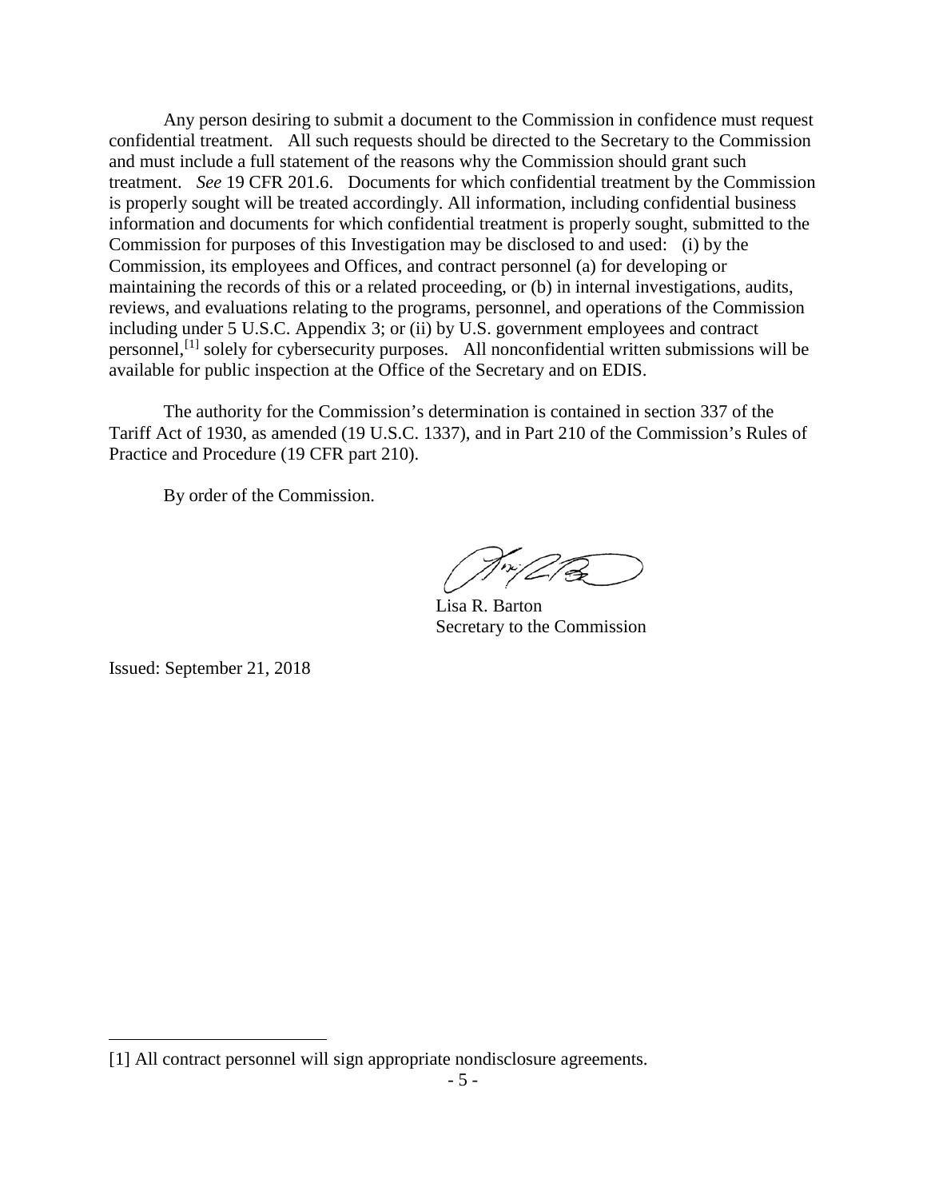Any person desiring to submit a document to the Commission in confidence must request confidential treatment. All such requests should be directed to the Secretary to the Commission and must include a full statement of the reasons why the Commission should grant such treatment. *See* 19 CFR 201.6. Documents for which confidential treatment by the Commission is properly sought will be treated accordingly. All information, including confidential business information and documents for which confidential treatment is properly sought, submitted to the Commission for purposes of this Investigation may be disclosed to and used: (i) by the Commission, its employees and Offices, and contract personnel (a) for developing or maintaining the records of this or a related proceeding, or (b) in internal investigations, audits, reviews, and evaluations relating to the programs, personnel, and operations of the Commission including under 5 U.S.C. Appendix 3; or (ii) by U.S. government employees and contract personnel,[1] solely for cybersecurity purposes. All nonconfidential written submissions will be available for public inspection at the Office of the Secretary and on EDIS.

The authority for the Commission's determination is contained in section 337 of the Tariff Act of 1930, as amended (19 U.S.C. 1337), and in Part 210 of the Commission's Rules of Practice and Procedure (19 CFR part 210).

By order of the Commission.

Lisa R. Barton
Secretary to the Commission

Issued: September 21, 2018

[1] All contract personnel will sign appropriate nondisclosure agreements.